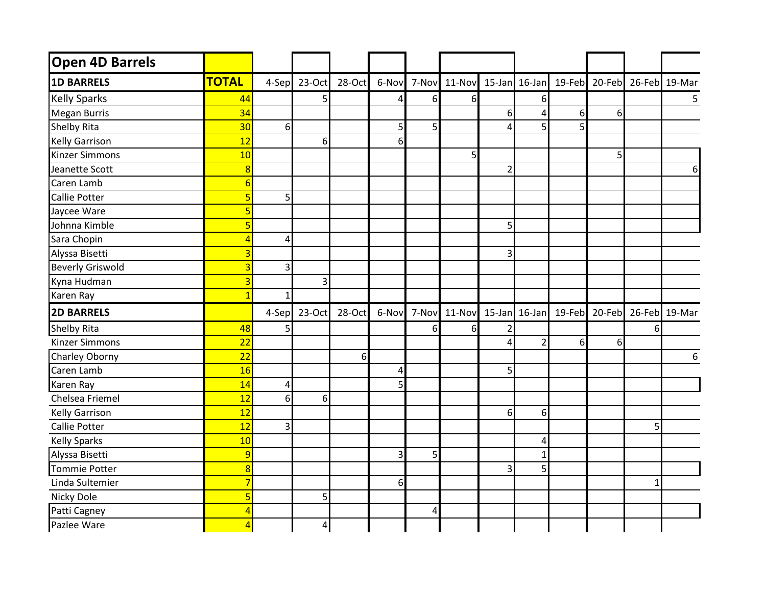## Open 4D Barrels

| 1D BARRELS | TOTAL | 4-Sep | 23-Oct | 28-Oct | 6-Nov | 7-Nov | 11-Nov | 15-Jan | 16-Jan | 19-Feb | 20-Feb | 26-Feb | 19-Mar |
|---|---|---|---|---|---|---|---|---|---|---|---|---|---|
| Kelly Sparks | 44 | | 5 | | 4 | 6 | 6 | | 6 | | | | 5 |
| Megan Burris | 34 | | | | | | | 6 | 4 | 6 | 6 | | |
| Shelby Rita | 30 | 6 | | | 5 | 5 | | 4 | 5 | 5 | | | |
| Kelly Garrison | 12 | | 6 | | 6 | | | | | | | | |
| Kinzer Simmons | 10 | | | | | | 5 | | | | 5 | | |
| Jeanette Scott | 8 | | | | | | | 2 | | | | | 6 |
| Caren Lamb | 6 | | | | | | | | | | | | |
| Callie Potter | 5 | 5 | | | | | | | | | | | |
| Jaycee Ware | 5 | | | | | | | | | | | | |
| Johnna Kimble | 5 | | | | | | | 5 | | | | | |
| Sara Chopin | 4 | 4 | | | | | | | | | | | |
| Alyssa Bisetti | 3 | | | | | | | 3 | | | | | |
| Beverly Griswold | 3 | 3 | | | | | | | | | | | |
| Kyna Hudman | 3 | | 3 | | | | | | | | | | |
| Karen Ray | 1 | 1 | | | | | | | | | | | |
| **2D BARRELS** | | 4-Sep | 23-Oct | 28-Oct | 6-Nov | 7-Nov | 11-Nov | 15-Jan | 16-Jan | 19-Feb | 20-Feb | 26-Feb | 19-Mar |
| Shelby Rita | 48 | 5 | | | | 6 | 6 | 2 | | | | 6 | |
| Kinzer Simmons | 22 | | | | | | | 4 | 2 | 6 | 6 | | |
| Charley Oborny | 22 | | | 6 | | | | | | | | | 6 |
| Caren Lamb | 16 | | | | 4 | | | 5 | | | | | |
| Karen Ray | 14 | 4 | | | 5 | | | | | | | | |
| Chelsea Friemel | 12 | 6 | 6 | | | | | | | | | | |
| Kelly Garrison | 12 | | | | | | | 6 | 6 | | | | |
| Callie Potter | 12 | 3 | | | | | | | | | | 5 | |
| Kelly Sparks | 10 | | | | | | | | 4 | | | | |
| Alyssa Bisetti | 9 | | | | 3 | 5 | | | 1 | | | | |
| Tommie Potter | 8 | | | | | | | 3 | 5 | | | | |
| Linda Sultemier | 7 | | | | 6 | | | | | | | 1 | |
| Nicky Dole | 5 | | 5 | | | | | | | | | | |
| Patti Cagney | 4 | | | | | 4 | | | | | | | |
| Pazlee Ware | 4 | | 4 | | | | | | | | | | |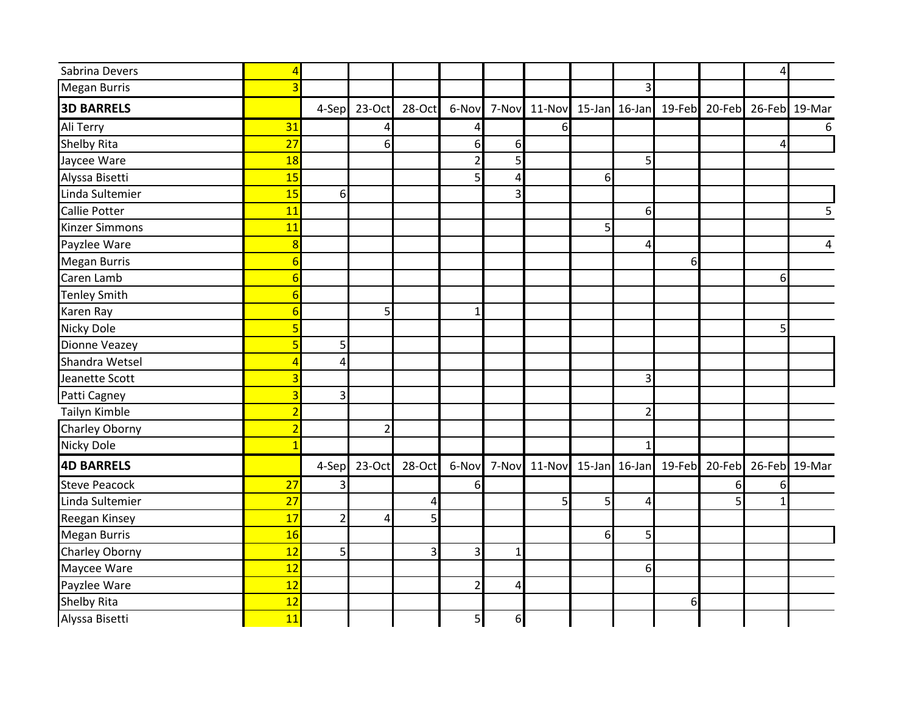| Sabrina Devers | 4 | | | | | | | | | | | 4 | |
|---|---|---|---|---|---|---|---|---|---|---|---|---|---|
| Megan Burris | 3 | | | | | | | | 3 | | | | |
| **3D BARRELS** | | 4-Sep | 23-Oct | 28-Oct | 6-Nov | 7-Nov | 11-Nov | 15-Jan | 16-Jan | 19-Feb | 20-Feb | 26-Feb | 19-Mar |
| Ali Terry | 31 | | 4 | | 4 | | 6 | | | | | | 6 |
| Shelby Rita | 27 | | 6 | | 6 | 6 | | | | | | 4 | |
| Jaycee Ware | 18 | | | | 2 | 5 | | | 5 | | | | |
| Alyssa Bisetti | 15 | | | | 5 | 4 | | 6 | | | | | |
| Linda Sultemier | 15 | 6 | | | | 3 | | | | | | | |
| Callie Potter | 11 | | | | | | | | 6 | | | | 5 |
| Kinzer Simmons | 11 | | | | | | | 5 | | | | | |
| Payzlee Ware | 8 | | | | | | | | 4 | | | | 4 |
| Megan Burris | 6 | | | | | | | | | 6 | | | |
| Caren Lamb | 6 | | | | | | | | | | | 6 | |
| Tenley Smith | 6 | | | | | | | | | | | | |
| Karen Ray | 6 | | 5 | | 1 | | | | | | | | |
| Nicky Dole | 5 | | | | | | | | | | | 5 | |
| Dionne Veazey | 5 | 5 | | | | | | | | | | | |
| Shandra Wetsel | 4 | 4 | | | | | | | | | | | |
| Jeanette Scott | 3 | | | | | | | | 3 | | | | |
| Patti Cagney | 3 | 3 | | | | | | | | | | | |
| Tailyn Kimble | 2 | | | | | | | | 2 | | | | |
| Charley Oborny | 2 | | 2 | | | | | | | | | | |
| Nicky Dole | 1 | | | | | | | | 1 | | | | |
| **4D BARRELS** | | 4-Sep | 23-Oct | 28-Oct | 6-Nov | 7-Nov | 11-Nov | 15-Jan | 16-Jan | 19-Feb | 20-Feb | 26-Feb | 19-Mar |
| Steve Peacock | 27 | 3 | | | 6 | | | | | | 6 | 6 | |
| Linda Sultemier | 27 | | | 4 | | | 5 | 5 | 4 | | 5 | 1 | |
| Reegan Kinsey | 17 | 2 | 4 | 5 | | | | | | | | | |
| Megan Burris | 16 | | | | | | | 6 | 5 | | | | |
| Charley Oborny | 12 | 5 | | 3 | 3 | 1 | | | | | | | |
| Maycee Ware | 12 | | | | | | | | 6 | | | | |
| Payzlee Ware | 12 | | | | 2 | 4 | | | | | | | |
| Shelby Rita | 12 | | | | | | | | | 6 | | | |
| Alyssa Bisetti | 11 | | | | 5 | 6 | | | | | | | |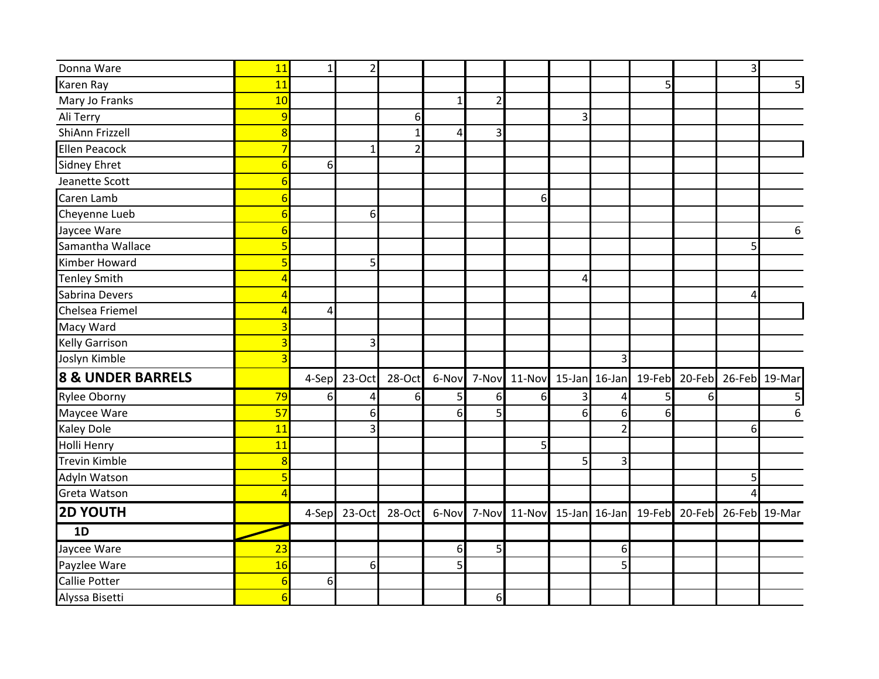| | | | | | | | | | | | | | |
|---|---|---|---|---|---|---|---|---|---|---|---|---|---|
| Donna Ware | 11 | 1 | 2 | | | | | | | | | 3 | |
| Karen Ray | 11 | | | | | | | | | 5 | | | 5 |
| Mary Jo Franks | 10 | | | | 1 | 2 | | | | | | | |
| Ali Terry | 9 | | | 6 | | | | 3 | | | | | |
| ShiAnn Frizzell | 8 | | | 1 | 4 | 3 | | | | | | | |
| Ellen Peacock | 7 | | 1 | 2 | | | | | | | | | |
| Sidney Ehret | 6 | 6 | | | | | | | | | | | |
| Jeanette Scott | 6 | | | | | | | | | | | | |
| Caren Lamb | 6 | | | | | | 6 | | | | | | |
| Cheyenne Lueb | 6 | | 6 | | | | | | | | | | |
| Jaycee Ware | 6 | | | | | | | | | | | | 6 |
| Samantha Wallace | 5 | | | | | | | | | | | 5 | |
| Kimber Howard | 5 | | 5 | | | | | | | | | | |
| Tenley Smith | 4 | | | | | | | 4 | | | | | |
| Sabrina Devers | 4 | | | | | | | | | | | 4 | |
| Chelsea Friemel | 4 | 4 | | | | | | | | | | | |
| Macy Ward | 3 | | | | | | | | | | | | |
| Kelly Garrison | 3 | | 3 | | | | | | | | | | |
| Joslyn Kimble | 3 | | | | | | | | 3 | | | | |
| **8 & UNDER BARRELS** | | 4-Sep | 23-Oct | 28-Oct | 6-Nov | 7-Nov | 11-Nov | 15-Jan | 16-Jan | 19-Feb | 20-Feb | 26-Feb | 19-Mar |
| Rylee Oborny | 79 | 6 | 4 | 6 | 5 | 6 | 6 | 3 | 4 | 5 | 6 | | 5 |
| Maycee Ware | 57 | | 6 | | 6 | 5 | | 6 | 6 | 6 | | | 6 |
| Kaley Dole | 11 | | 3 | | | | | | 2 | | | 6 | |
| Holli Henry | 11 | | | | | | 5 | | | | | | |
| Trevin Kimble | 8 | | | | | | | 5 | 3 | | | | |
| Adyln Watson | 5 | | | | | | | | | | | 5 | |
| Greta Watson | 4 | | | | | | | | | | | 4 | |
| **2D YOUTH** | | 4-Sep | 23-Oct | 28-Oct | 6-Nov | 7-Nov | 11-Nov | 15-Jan | 16-Jan | 19-Feb | 20-Feb | 26-Feb | 19-Mar |
| **1D** | | | | | | | | | | | | | |
| Jaycee Ware | 23 | | | | 6 | 5 | | | 6 | | | | |
| Payzlee Ware | 16 | | 6 | | 5 | | | | 5 | | | | |
| Callie Potter | 6 | 6 | | | | | | | | | | | |
| Alyssa Bisetti | 6 | | | | | 6 | | | | | | | |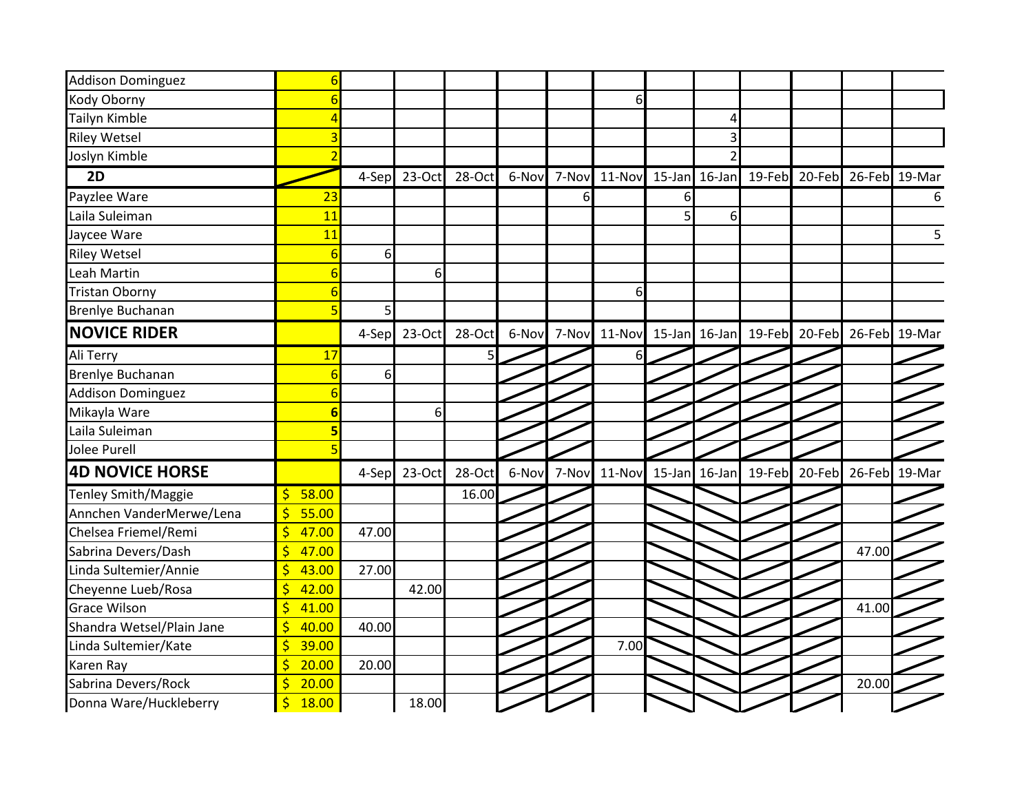| | | | | | | | | | | | | | |
|---|---|---|---|---|---|---|---|---|---|---|---|---|---|
| Addison Dominguez | 6 | | | | | | | | | | | | |
| Kody Oborny | 6 | | | | | | 6 | | | | | | |
| Tailyn Kimble | 4 | | | | | | | | 4 | | | | |
| Riley Wetsel | 3 | | | | | | | | 3 | | | | |
| Joslyn Kimble | 2 | | | | | | | | 2 | | | | |
| **2D** | | 4-Sep | 23-Oct | 28-Oct | 6-Nov | 7-Nov | 11-Nov | 15-Jan | 16-Jan | 19-Feb | 20-Feb | 26-Feb | 19-Mar |
| Payzlee Ware | 23 | | | | | 6 | | 6 | | | | | 6 |
| Laila Suleiman | 11 | | | | | | | 5 | 6 | | | | |
| Jaycee Ware | 11 | | | | | | | | | | | | 5 |
| Riley Wetsel | 6 | 6 | | | | | | | | | | | |
| Leah Martin | 6 | | 6 | | | | | | | | | | |
| Tristan Oborny | 6 | | | | | | 6 | | | | | | |
| Brenlye Buchanan | 5 | 5 | | | | | | | | | | | |
| **NOVICE RIDER** | | 4-Sep | 23-Oct | 28-Oct | 6-Nov | 7-Nov | 11-Nov | 15-Jan | 16-Jan | 19-Feb | 20-Feb | 26-Feb | 19-Mar |
| Ali Terry | 17 | | | 5 | | | 6 | | | | | | |
| Brenlye Buchanan | 6 | 6 | | | | | | | | | | | |
| Addison Dominguez | 6 | | | | | | | | | | | | |
| Mikayla Ware | 6 | | 6 | | | | | | | | | | |
| Laila Suleiman | 5 | | | | | | | | | | | | |
| Jolee Purell | 5 | | | | | | | | | | | | |
| **4D NOVICE HORSE** | | 4-Sep | 23-Oct | 28-Oct | 6-Nov | 7-Nov | 11-Nov | 15-Jan | 16-Jan | 19-Feb | 20-Feb | 26-Feb | 19-Mar |
| Tenley Smith/Maggie | $ 58.00 | | | 16.00 | | | | | | | | | |
| Annchen VanderMerwe/Lena | $ 55.00 | | | | | | | | | | | | |
| Chelsea Friemel/Remi | $ 47.00 | 47.00 | | | | | | | | | | | |
| Sabrina Devers/Dash | $ 47.00 | | | | | | | | | | | 47.00 | |
| Linda Sultemier/Annie | $ 43.00 | 27.00 | | | | | | | | | | | |
| Cheyenne Lueb/Rosa | $ 42.00 | | 42.00 | | | | | | | | | | |
| Grace Wilson | $ 41.00 | | | | | | | | | | | 41.00 | |
| Shandra Wetsel/Plain Jane | $ 40.00 | 40.00 | | | | | | | | | | | |
| Linda Sultemier/Kate | $ 39.00 | | | | | | 7.00 | | | | | | |
| Karen Ray | $ 20.00 | 20.00 | | | | | | | | | | | |
| Sabrina Devers/Rock | $ 20.00 | | | | | | | | | | | 20.00 | |
| Donna Ware/Huckleberry | $ 18.00 | | 18.00 | | | | | | | | | | |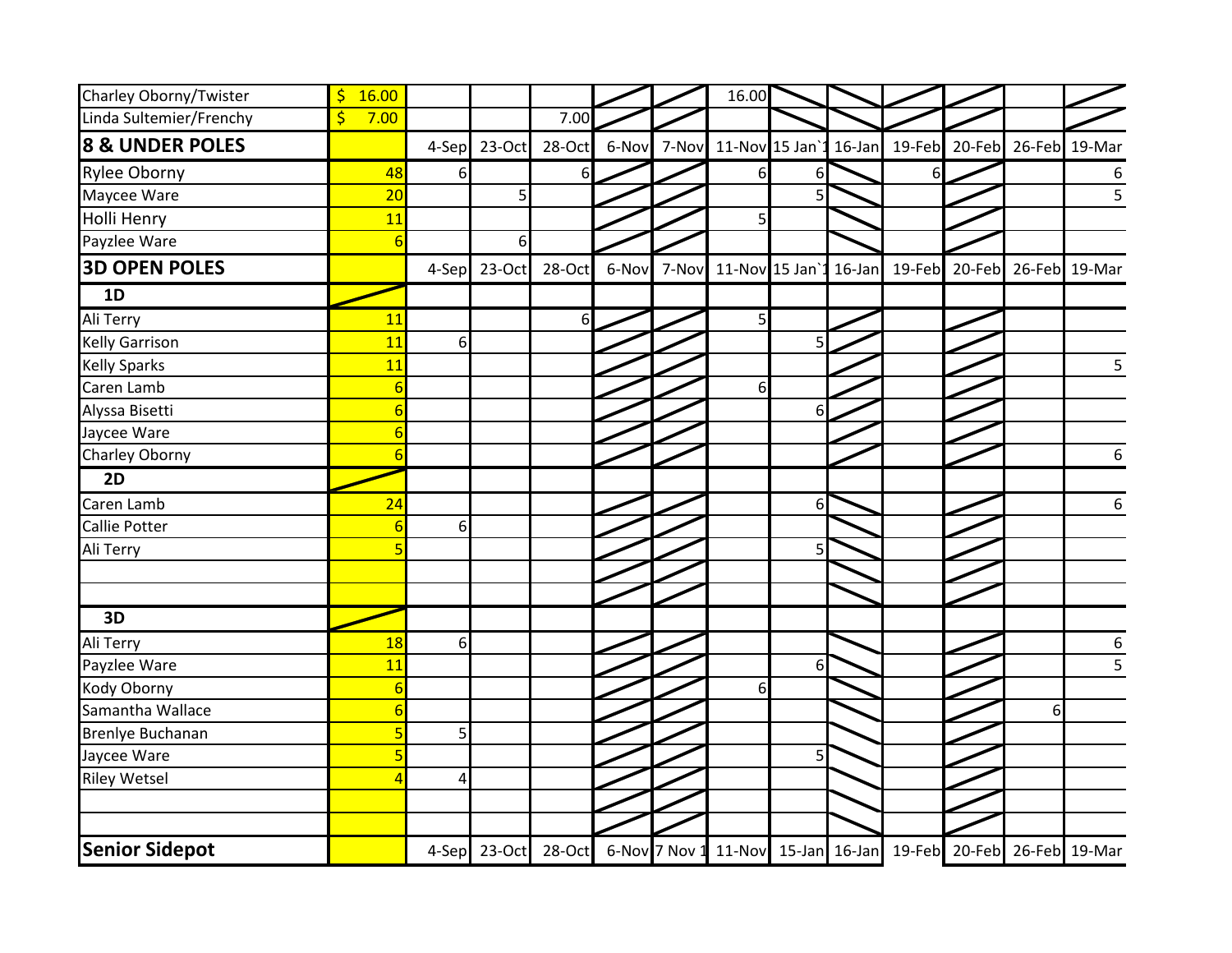| | | | | | | | | | | | | | |
|---|---|---|---|---|---|---|---|---|---|---|---|---|---|
| Charley Oborny/Twister | $ 16.00 | | | | | | 16.00 | | | | | | |
| Linda Sultemier/Frenchy | $ 7.00 | | | 7.00 | | | | | | | | | |
| **8 & UNDER POLES** | | 4-Sep | 23-Oct | 28-Oct | 6-Nov | 7-Nov | 11-Nov | 15 Jan`1 | 16-Jan | 19-Feb | 20-Feb | 26-Feb | 19-Mar |
| Rylee Oborny | 48 | 6 | | 6 | | | 6 | 6 | | 6 | | | 6 |
| Maycee Ware | 20 | | 5 | | | | | 5 | | | | | 5 |
| Holli Henry | 11 | | | | | | 5 | | | | | | |
| Payzlee Ware | 6 | | 6 | | | | | | | | | | |
| **3D OPEN POLES** | | 4-Sep | 23-Oct | 28-Oct | 6-Nov | 7-Nov | 11-Nov | 15 Jan`1 | 16-Jan | 19-Feb | 20-Feb | 26-Feb | 19-Mar |
| **1D** | | | | | | | | | | | | | |
| Ali Terry | 11 | | | 6 | | | 5 | | | | | | |
| Kelly Garrison | 11 | 6 | | | | | | 5 | | | | | |
| Kelly Sparks | 11 | | | | | | | | | | | | 5 |
| Caren Lamb | 6 | | | | | | 6 | | | | | | |
| Alyssa Bisetti | 6 | | | | | | | 6 | | | | | |
| Jaycee Ware | 6 | | | | | | | | | | | | |
| Charley Oborny | 6 | | | | | | | | | | | | 6 |
| **2D** | | | | | | | | | | | | | |
| Caren Lamb | 24 | | | | | | | 6 | | | | | 6 |
| Callie Potter | 6 | 6 | | | | | | | | | | | |
| Ali Terry | 5 | | | | | | | 5 | | | | | |
| | | | | | | | | | | | | | |
| | | | | | | | | | | | | | |
| **3D** | | | | | | | | | | | | | |
| Ali Terry | 18 | 6 | | | | | | | | | | | 6 |
| Payzlee Ware | 11 | | | | | | | 6 | | | | | 5 |
| Kody Oborny | 6 | | | | | | 6 | | | | | | |
| Samantha Wallace | 6 | | | | | | | | | | | 6 | |
| Brenlye Buchanan | 5 | 5 | | | | | | | | | | | |
| Jaycee Ware | 5 | | | | | | | 5 | | | | | |
| Riley Wetsel | 4 | 4 | | | | | | | | | | | |
| | | | | | | | | | | | | | |
| | | | | | | | | | | | | | |
| **Senior Sidepot** | | 4-Sep | 23-Oct | 28-Oct | 6-Nov | 7 Nov 1 | 11-Nov | 15-Jan | 16-Jan | 19-Feb | 20-Feb | 26-Feb | 19-Mar |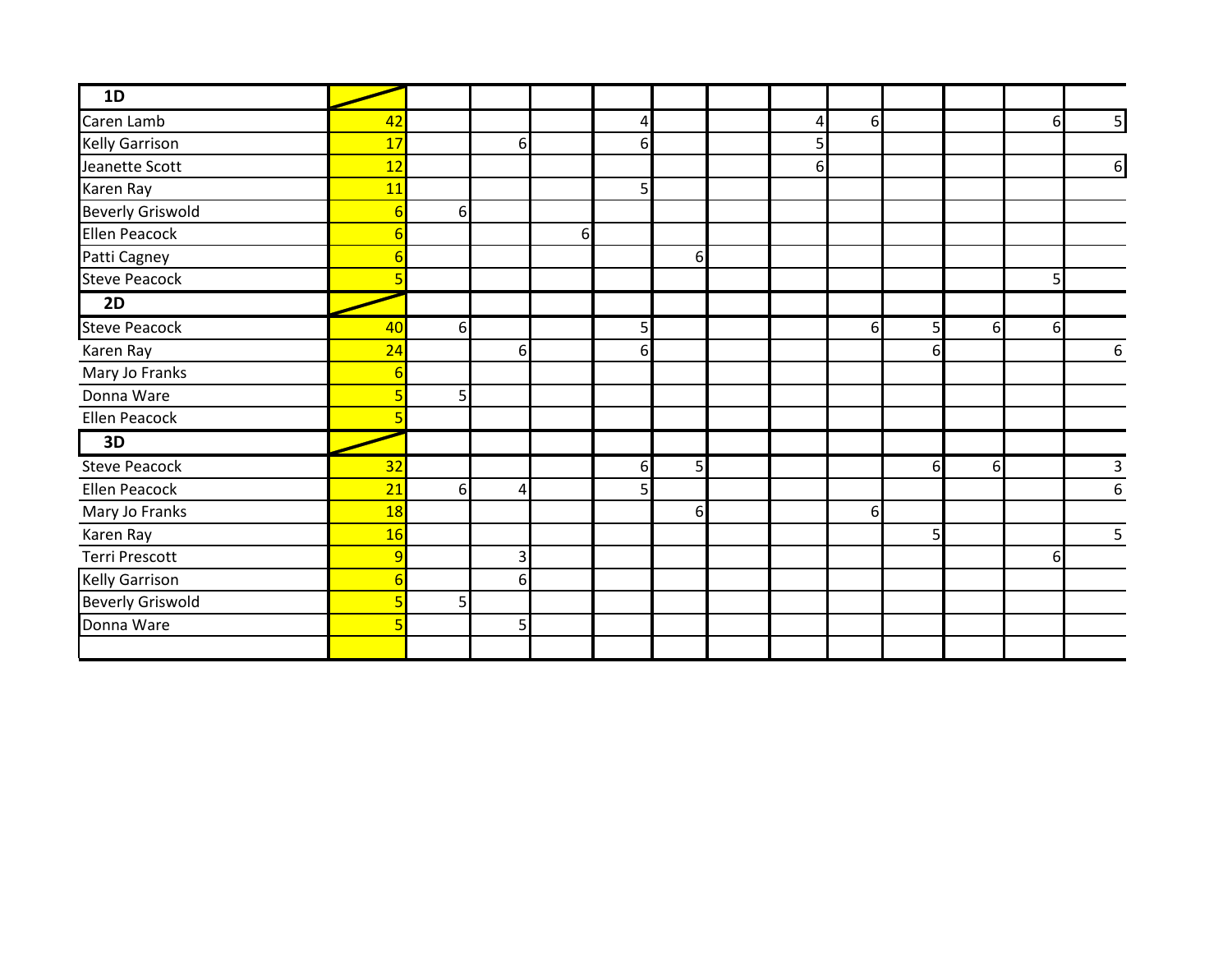| 1D | | | | | | | | | | | | | |
|---|---|---|---|---|---|---|---|---|---|---|---|---|---|
| Caren Lamb | 42 | | | | 4 | | | 4 | 6 | | | 6 | 5 |
| Kelly Garrison | 17 | | 6 | | 6 | | | 5 | | | | | |
| Jeanette Scott | 12 | | | | | | | 6 | | | | | 6 |
| Karen Ray | 11 | | | | 5 | | | | | | | | |
| Beverly Griswold | 6 | 6 | | | | | | | | | | | |
| Ellen Peacock | 6 | | | 6 | | | | | | | | | |
| Patti Cagney | 6 | | | | | 6 | | | | | | | |
| Steve Peacock | 5 | | | | | | | | | | | 5 | |
| **2D** | | | | | | | | | | | | | |
| Steve Peacock | 40 | 6 | | | 5 | | | | 6 | 5 | 6 | 6 | |
| Karen Ray | 24 | | 6 | | 6 | | | | | 6 | | | 6 |
| Mary Jo Franks | 6 | | | | | | | | | | | | |
| Donna Ware | 5 | 5 | | | | | | | | | | | |
| Ellen Peacock | 5 | | | | | | | | | | | | |
| **3D** | | | | | | | | | | | | | |
| Steve Peacock | 32 | | | | 6 | 5 | | | | 6 | 6 | | 3 |
| Ellen Peacock | 21 | 6 | 4 | | 5 | | | | | | | | 6 |
| Mary Jo Franks | 18 | | | | | 6 | | | 6 | | | | |
| Karen Ray | 16 | | | | | | | | | 5 | | | 5 |
| Terri Prescott | 9 | | 3 | | | | | | | | | 6 | |
| Kelly Garrison | 6 | | 6 | | | | | | | | | | |
| Beverly Griswold | 5 | 5 | | | | | | | | | | | |
| Donna Ware | 5 | | 5 | | | | | | | | | | |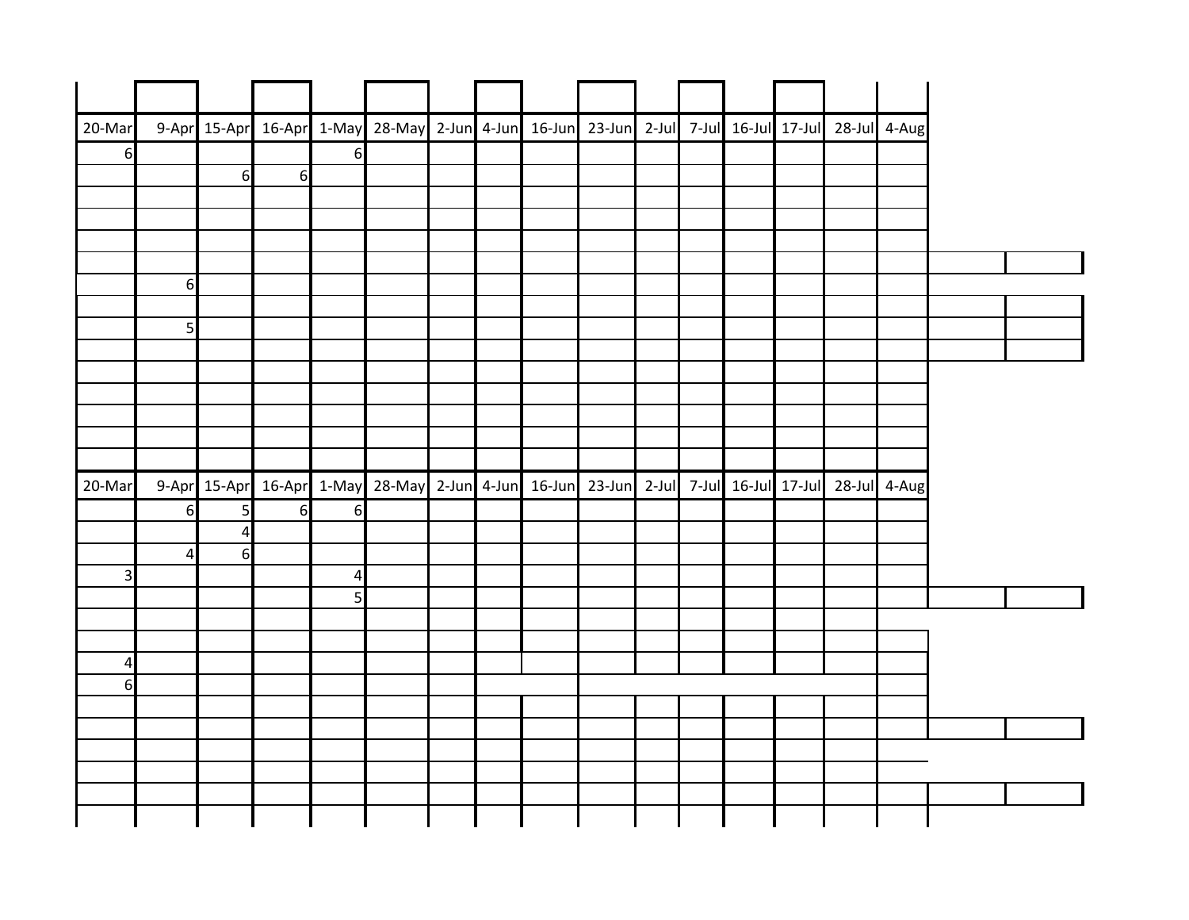| 20-Mar | 9-Apr | 15-Apr | 16-Apr | 1-May | 28-May | 2-Jun | 4-Jun | 16-Jun | 23-Jun | 2-Jul | 7-Jul | 16-Jul | 17-Jul | 28-Jul | 4-Aug |
|---|---|---|---|---|---|---|---|---|---|---|---|---|---|---|---|
| 6 | | | | 6 | | | | | | | | | | | |
| | | 6 | 6 | | | | | | | | | | | | |
| | | | | | | | | | | | | | | | |
| | | | | | | | | | | | | | | | |
| | | | | | | | | | | | | | | | |
| | | | | | | | | | | | | | | | |
| | 6 | | | | | | | | | | | | | | |
| | | | | | | | | | | | | | | | |
| | 5 | | | | | | | | | | | | | | |
| | | | | | | | | | | | | | | | |
| | | | | | | | | | | | | | | | |
| | | | | | | | | | | | | | | | |
| | | | | | | | | | | | | | | | |
| | | | | | | | | | | | | | | | |
| | | | | | | | | | | | | | | | |

| 20-Mar | 9-Apr | 15-Apr | 16-Apr | 1-May | 28-May | 2-Jun | 4-Jun | 16-Jun | 23-Jun | 2-Jul | 7-Jul | 16-Jul | 17-Jul | 28-Jul | 4-Aug |
|---|---|---|---|---|---|---|---|---|---|---|---|---|---|---|---|
| | 6 | 5 | 6 | 6 | | | | | | | | | | | |
| | | 4 | | | | | | | | | | | | | |
| | 4 | 6 | | | | | | | | | | | | | |
| 3 | | | | 4 | | | | | | | | | | | |
| | | | | 5 | | | | | | | | | | | |
| | | | | | | | | | | | | | | | |
| | | | | | | | | | | | | | | | |
| 4 | | | | | | | | | | | | | | | |
| 6 | | | | | | | | | | | | | | | |
| | | | | | | | | | | | | | | | |
| | | | | | | | | | | | | | | | |
| | | | | | | | | | | | | | | | |
| | | | | | | | | | | | | | | | |
| | | | | | | | | | | | | | | | |
| | | | | | | | | | | | | | | | |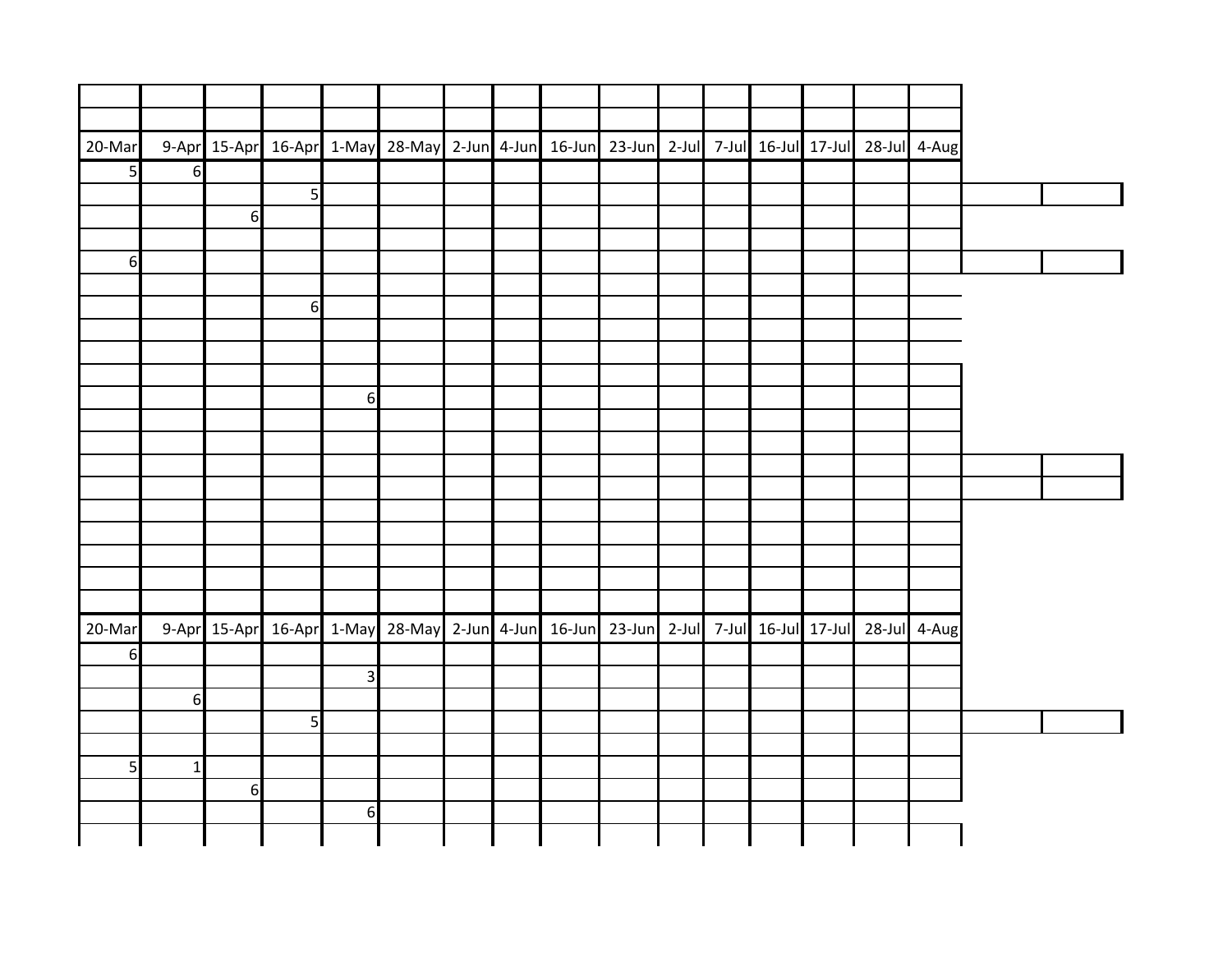| 20-Mar | 9-Apr | 15-Apr | 16-Apr | 1-May | 28-May | 2-Jun | 4-Jun | 16-Jun | 23-Jun | 2-Jul | 7-Jul | 16-Jul | 17-Jul | 28-Jul | 4-Aug |
|---|---|---|---|---|---|---|---|---|---|---|---|---|---|---|---|
| 5 | 6 | | | | | | | | | | | | | | |
| | | | 5 | | | | | | | | | | | | |
| | | 6 | | | | | | | | | | | | | |
| | | | | | | | | | | | | | | | |
| 6 | | | | | | | | | | | | | | | |
| | | | | | | | | | | | | | | | |
| | | | 6 | | | | | | | | | | | | |
| | | | | | | | | | | | | | | | |
| | | | | | | | | | | | | | | | |
| | | | | | | | | | | | | | | | |
| | | | | 6 | | | | | | | | | | | |
| | | | | | | | | | | | | | | | |
| | | | | | | | | | | | | | | | |
| | | | | | | | | | | | | | | | |
| | | | | | | | | | | | | | | | |
| | | | | | | | | | | | | | | | |
| | | | | | | | | | | | | | | | |
| | | | | | | | | | | | | | | | |
| | | | | | | | | | | | | | | | |
| | | | | | | | | | | | | | | | |

| 20-Mar | 9-Apr | 15-Apr | 16-Apr | 1-May | 28-May | 2-Jun | 4-Jun | 16-Jun | 23-Jun | 2-Jul | 7-Jul | 16-Jul | 17-Jul | 28-Jul | 4-Aug |
|---|---|---|---|---|---|---|---|---|---|---|---|---|---|---|---|
| 6 | | | | | | | | | | | | | | | |
| | | | | 3 | | | | | | | | | | | |
| | 6 | | | | | | | | | | | | | | |
| | | | 5 | | | | | | | | | | | | |
| | | | | | | | | | | | | | | | |
| 5 | 1 | | | | | | | | | | | | | | |
| | | 6 | | | | | | | | | | | | | |
| | | | | 6 | | | | | | | | | | | |
| | | | | | | | | | | | | | | | |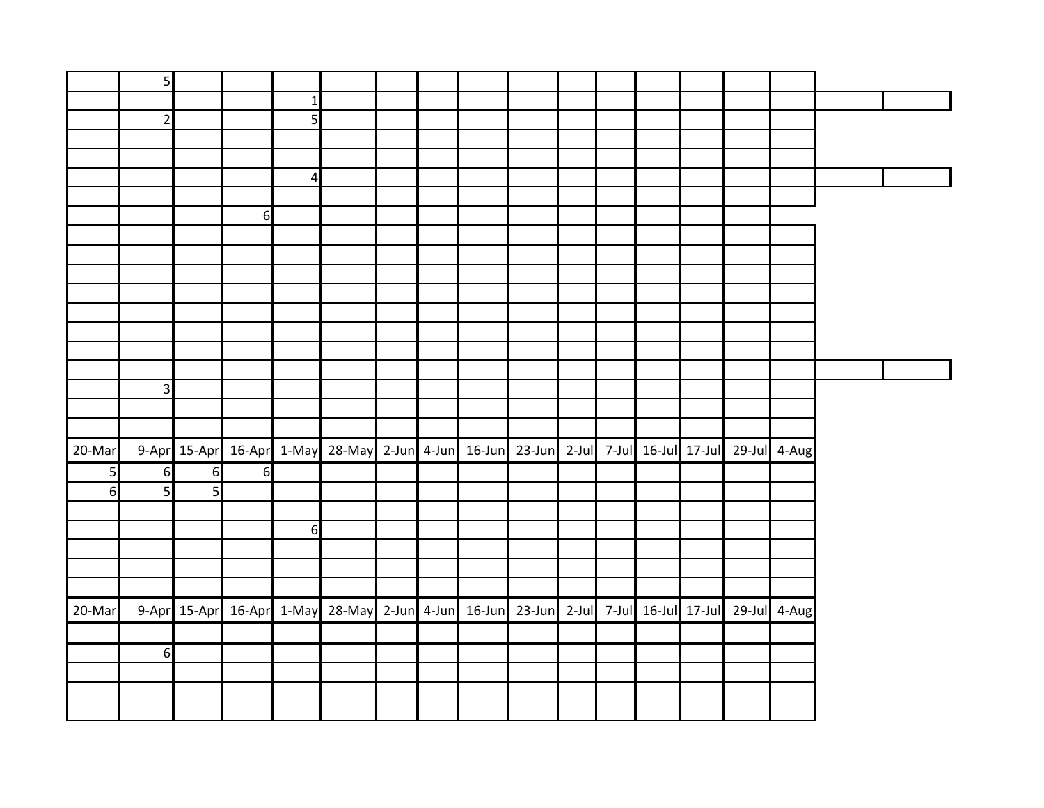| | | | | | | | | | | | | | | | |
|---|---|---|---|---|---|---|---|---|---|---|---|---|---|---|---|
| | 5 | | | | | | | | | | | | | | |
| | | | | 1 | | | | | | | | | | | |
| | 2 | | | 5 | | | | | | | | | | | |
| | | | | | | | | | | | | | | | |
| | | | | | | | | | | | | | | | |
| | | | | 4 | | | | | | | | | | | |
| | | | | | | | | | | | | | | | |
| | | | 6 | | | | | | | | | | | | |
| | | | | | | | | | | | | | | | |
| | | | | | | | | | | | | | | | |
| | | | | | | | | | | | | | | | |
| | | | | | | | | | | | | | | | |
| | | | | | | | | | | | | | | | |
| | | | | | | | | | | | | | | | |
| | | | | | | | | | | | | | | | |
| | | | | | | | | | | | | | | | |
| | 3 | | | | | | | | | | | | | | |
| | | | | | | | | | | | | | | | |
| | | | | | | | | | | | | | | | |
| 20-Mar | 9-Apr | 15-Apr | 16-Apr | 1-May | 28-May | 2-Jun | 4-Jun | 16-Jun | 23-Jun | 2-Jul | 7-Jul | 16-Jul | 17-Jul | 29-Jul | 4-Aug |
| 5 | 6 | 6 | 6 | | | | | | | | | | | | |
| 6 | 5 | 5 | | | | | | | | | | | | | |
| | | | | | | | | | | | | | | | |
| | | | | 6 | | | | | | | | | | | |
| | | | | | | | | | | | | | | | |
| | | | | | | | | | | | | | | | |
| | | | | | | | | | | | | | | | |
| 20-Mar | 9-Apr | 15-Apr | 16-Apr | 1-May | 28-May | 2-Jun | 4-Jun | 16-Jun | 23-Jun | 2-Jul | 7-Jul | 16-Jul | 17-Jul | 29-Jul | 4-Aug |
| | | | | | | | | | | | | | | | |
| | 6 | | | | | | | | | | | | | | |
| | | | | | | | | | | | | | | | |
| | | | | | | | | | | | | | | | |
| | | | | | | | | | | | | | | | |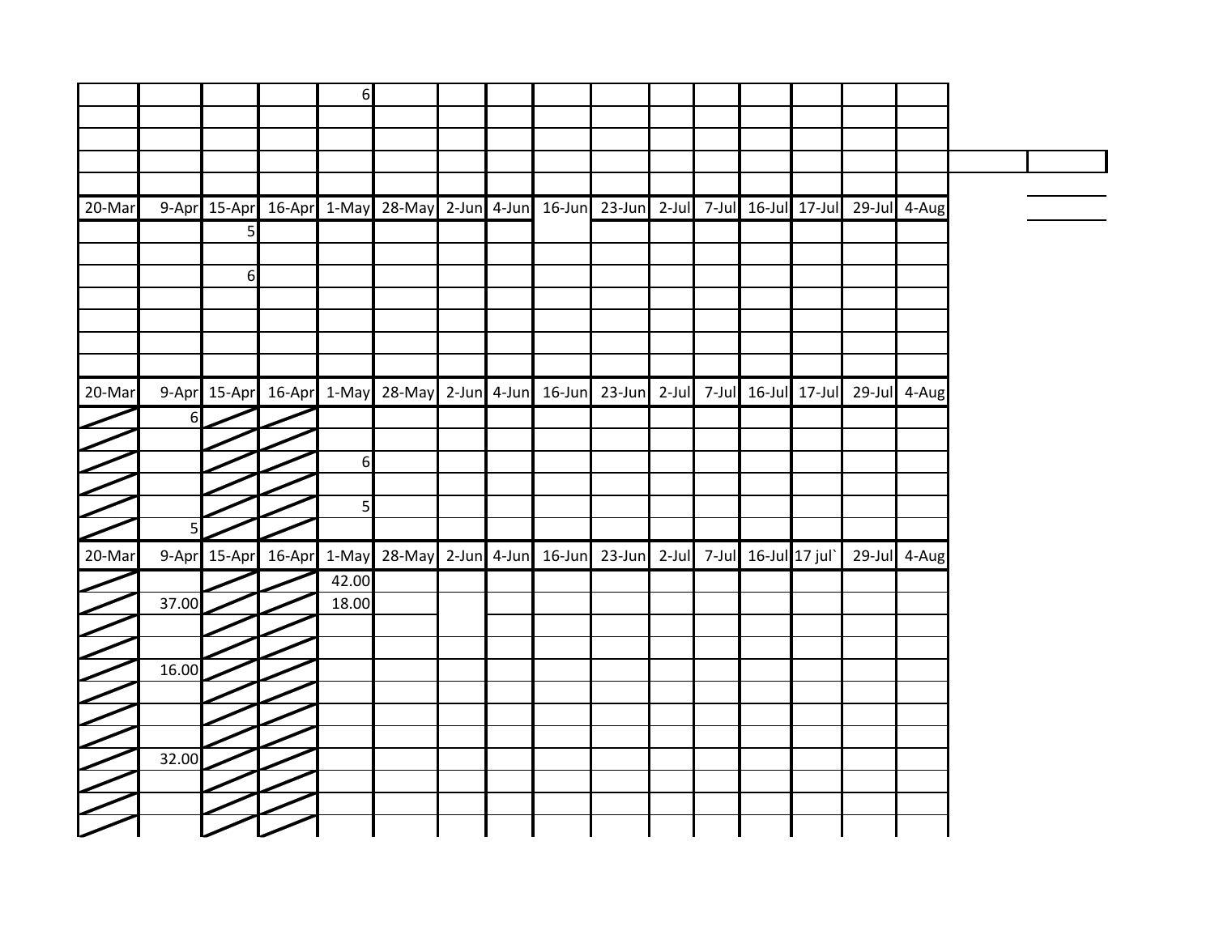| | | | | | | | | | | | | | | | |
|---|---|---|---|---|---|---|---|---|---|---|---|---|---|---|---|
| | | | | 6 | | | | | | | | | | | |
| | | | | | | | | | | | | | | | |
| | | | | | | | | | | | | | | | |
| | | | | | | | | | | | | | | | |
| | | | | | | | | | | | | | | | |
| 20-Mar | 9-Apr | 15-Apr | 16-Apr | 1-May | 28-May | 2-Jun | 4-Jun | 16-Jun | 23-Jun | 2-Jul | 7-Jul | 16-Jul | 17-Jul | 29-Jul | 4-Aug |
| | | 5 | | | | | | | | | | | | | |
| | | | | | | | | | | | | | | | |
| | | 6 | | | | | | | | | | | | | |
| | | | | | | | | | | | | | | | |
| | | | | | | | | | | | | | | | |
| | | | | | | | | | | | | | | | |
| | | | | | | | | | | | | | | | |
| 20-Mar | 9-Apr | 15-Apr | 16-Apr | 1-May | 28-May | 2-Jun | 4-Jun | 16-Jun | 23-Jun | 2-Jul | 7-Jul | 16-Jul | 17-Jul | 29-Jul | 4-Aug |
| | 6 | | | | | | | | | | | | | | |
| | | | | | | | | | | | | | | | |
| | | | | 6 | | | | | | | | | | | |
| | | | | | | | | | | | | | | | |
| | | | | 5 | | | | | | | | | | | |
| | 5 | | | | | | | | | | | | | | |
| 20-Mar | 9-Apr | 15-Apr | 16-Apr | 1-May | 28-May | 2-Jun | 4-Jun | 16-Jun | 23-Jun | 2-Jul | 7-Jul | 16-Jul | 17 jul` | 29-Jul | 4-Aug |
| | | | | 42.00 | | | | | | | | | | | |
| | 37.00 | | | 18.00 | | | | | | | | | | | |
| | | | | | | | | | | | | | | | |
| | | | | | | | | | | | | | | | |
| | 16.00 | | | | | | | | | | | | | | |
| | | | | | | | | | | | | | | | |
| | | | | | | | | | | | | | | | |
| | | | | | | | | | | | | | | | |
| | 32.00 | | | | | | | | | | | | | | |
| | | | | | | | | | | | | | | | |
| | | | | | | | | | | | | | | | |
| | | | | | | | | | | | | | | | |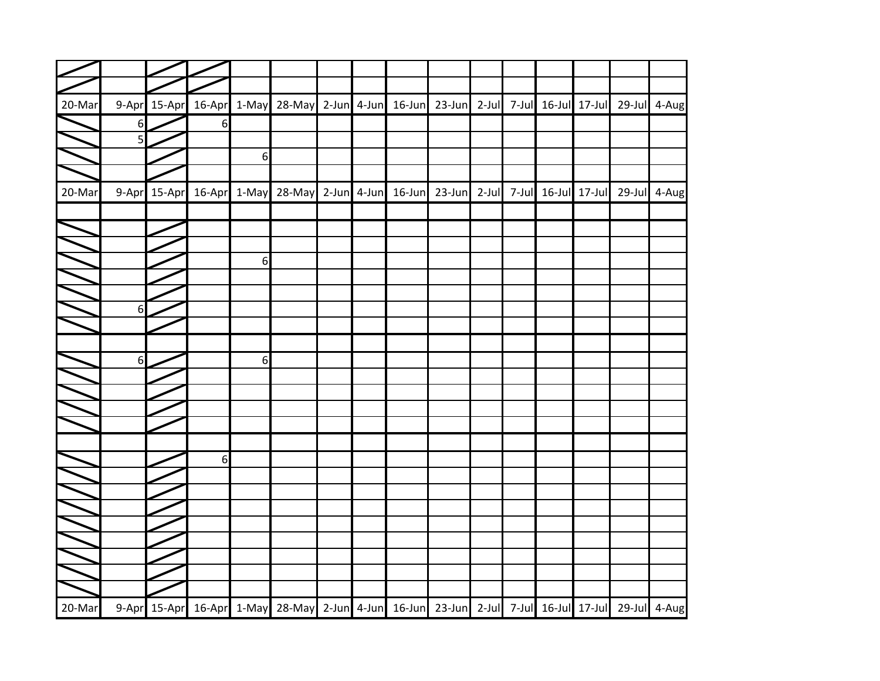| | | | | | | | | | | | | | | | |
|---|---|---|---|---|---|---|---|---|---|---|---|---|---|---|---|
| | | | | | | | | | | | | | | | |
| | | | | | | | | | | | | | | | |
| 20-Mar | 9-Apr | 15-Apr | 16-Apr | 1-May | 28-May | 2-Jun | 4-Jun | 16-Jun | 23-Jun | 2-Jul | 7-Jul | 16-Jul | 17-Jul | 29-Jul | 4-Aug |
| | 6 | | 6 | | | | | | | | | | | | |
| | 5 | | | | | | | | | | | | | | |
| | | | | 6 | | | | | | | | | | | |
| | | | | | | | | | | | | | | | |
| 20-Mar | 9-Apr | 15-Apr | 16-Apr | 1-May | 28-May | 2-Jun | 4-Jun | 16-Jun | 23-Jun | 2-Jul | 7-Jul | 16-Jul | 17-Jul | 29-Jul | 4-Aug |
| | | | | | | | | | | | | | | | |
| | | | | | | | | | | | | | | | |
| | | | | | | | | | | | | | | | |
| | | | | 6 | | | | | | | | | | | |
| | | | | | | | | | | | | | | | |
| | | | | | | | | | | | | | | | |
| | 6 | | | | | | | | | | | | | | |
| | | | | | | | | | | | | | | | |
| | | | | | | | | | | | | | | | |
| | 6 | | | 6 | | | | | | | | | | | |
| | | | | | | | | | | | | | | | |
| | | | | | | | | | | | | | | | |
| | | | | | | | | | | | | | | | |
| | | | | | | | | | | | | | | | |
| | | | | | | | | | | | | | | | |
| | | | 6 | | | | | | | | | | | | |
| | | | | | | | | | | | | | | | |
| | | | | | | | | | | | | | | | |
| | | | | | | | | | | | | | | | |
| | | | | | | | | | | | | | | | |
| | | | | | | | | | | | | | | | |
| | | | | | | | | | | | | | | | |
| | | | | | | | | | | | | | | | |
| | | | | | | | | | | | | | | | |
| 20-Mar | 9-Apr | 15-Apr | 16-Apr | 1-May | 28-May | 2-Jun | 4-Jun | 16-Jun | 23-Jun | 2-Jul | 7-Jul | 16-Jul | 17-Jul | 29-Jul | 4-Aug |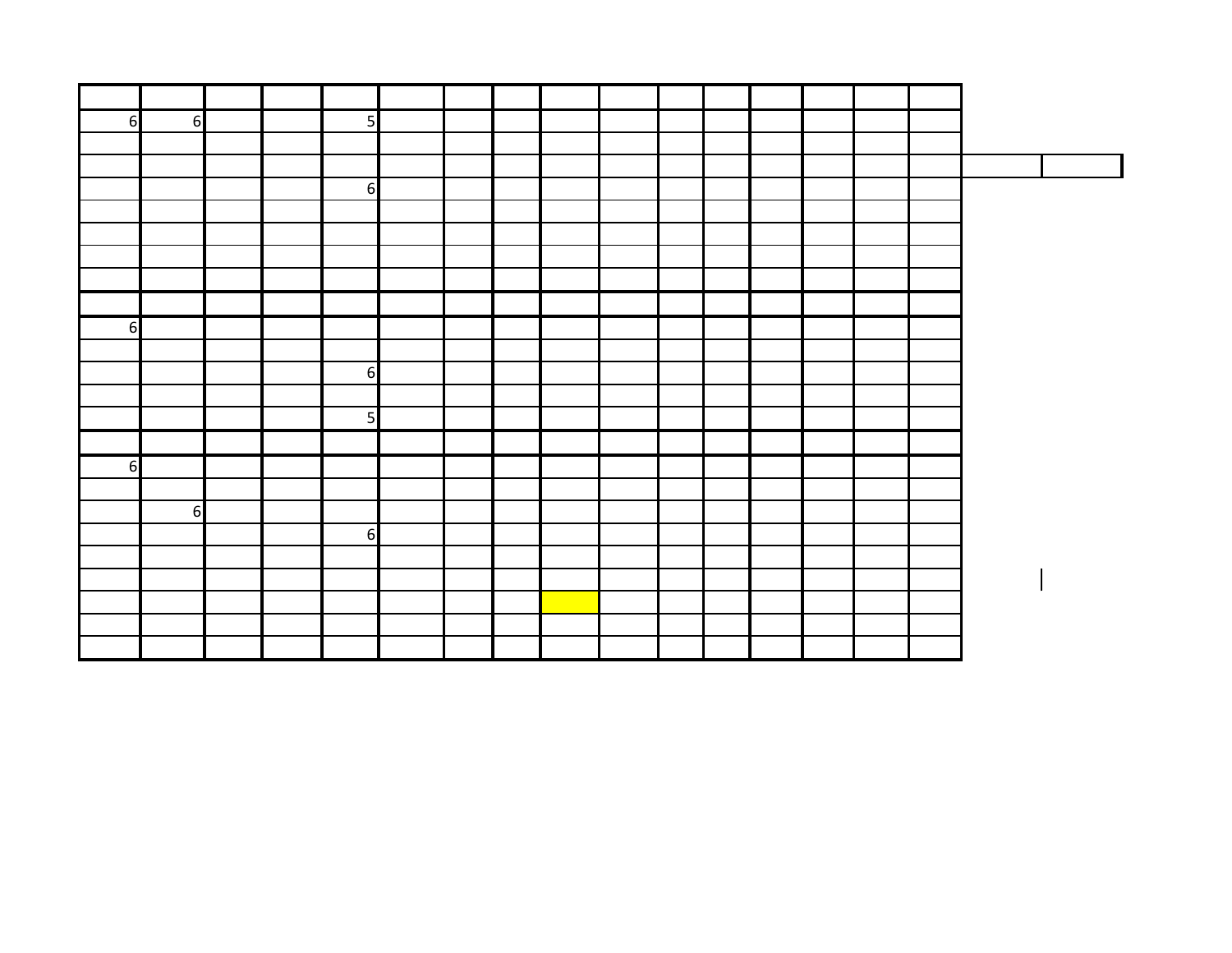| | | | | | | | | | | | | | | | |
|---|---|---|---|---|---|---|---|---|---|---|---|---|---|---|---|
| 6 | 6 | | | 5 | | | | | | | | | | | |
| | | | | | | | | | | | | | | | |
| | | | | | | | | | | | | | | | |
| | | | | 6 | | | | | | | | | | | |
| | | | | | | | | | | | | | | | |
| | | | | | | | | | | | | | | | |
| | | | | | | | | | | | | | | | |
| | | | | | | | | | | | | | | | |
| | | | | | | | | | | | | | | | |
| 6 | | | | | | | | | | | | | | | |
| | | | | | | | | | | | | | | | |
| | | | | 6 | | | | | | | | | | | |
| | | | | | | | | | | | | | | | |
| | | | | 5 | | | | | | | | | | | |
| | | | | | | | | | | | | | | | |
| 6 | | | | | | | | | | | | | | | |
| | | | | | | | | | | | | | | | |
| | 6 | | | | | | | | | | | | | | |
| | | | | 6 | | | | | | | | | | | |
| | | | | | | | | | | | | | | | |
| | | | | | | | | | | | | | | | |
| | | | | | | | | | | | | | | | |
| | | | | | | | | | | | | | | | |
| | | | | | | | | | | | | | | | |